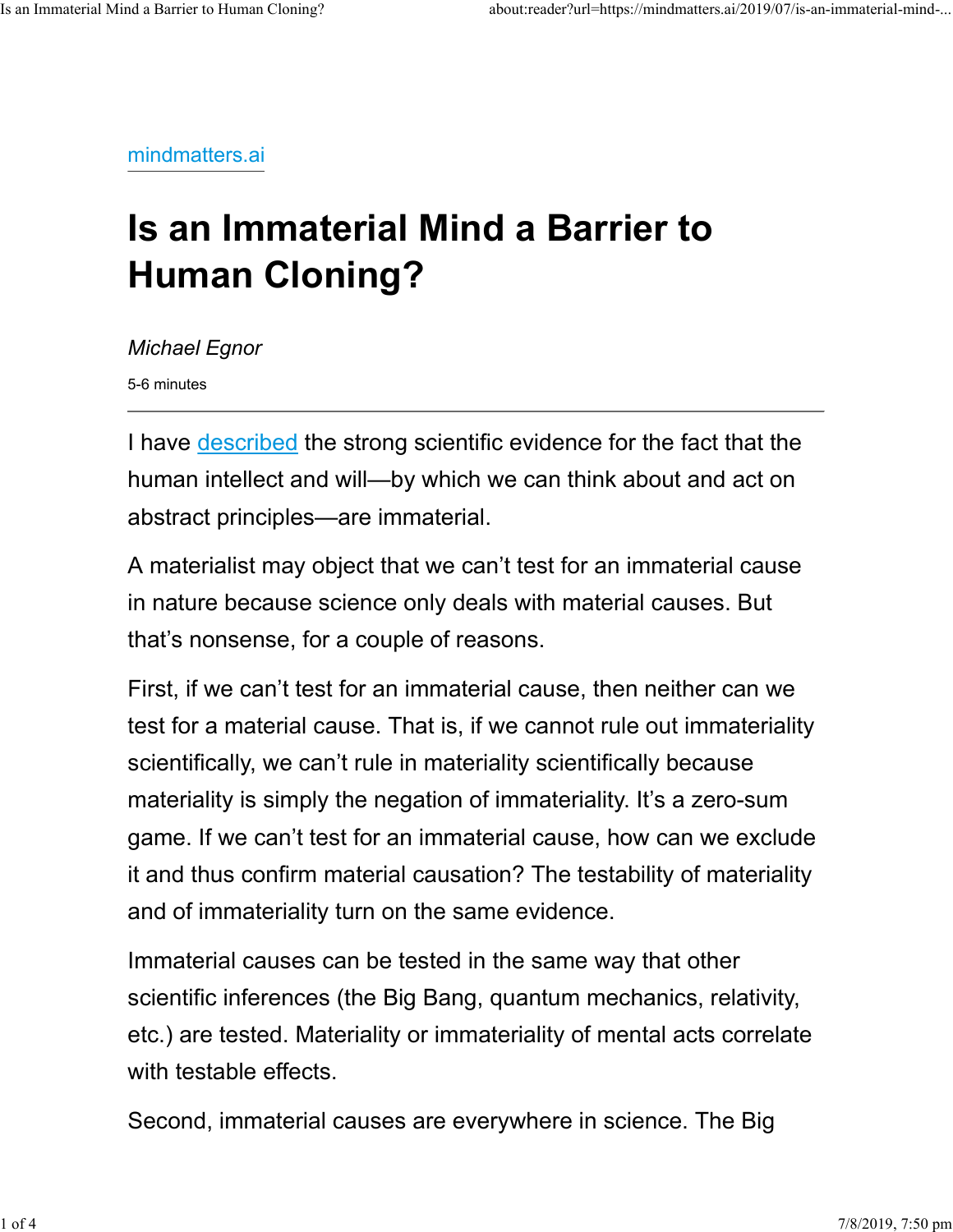mindmatters.ai

# Is an Immaterial Mind a Barrier to Human Cloning?

*Michael Egnor*

5-6 minutes

---

I have described the strong scientific evidence for the fact that the human intellect and will—by which we can think about and act on abstract principles—are immaterial.

A materialist may object that we can't test for an immaterial cause in nature because science only deals with material causes. But that's nonsense, for a couple of reasons.

First, if we can't test for an immaterial cause, then neither can we test for a material cause. That is, if we cannot rule out immateriality scientifically, we can't rule in materiality scientifically because materiality is simply the negation of immateriality. It's a zero-sum game. If we can't test for an immaterial cause, how can we exclude it and thus confirm material causation? The testability of materiality and of immateriality turn on the same evidence.

Immaterial causes can be tested in the same way that other scientific inferences (the Big Bang, quantum mechanics, relativity, etc.) are tested. Materiality or immateriality of mental acts correlate with testable effects.

Second, immaterial causes are everywhere in science. The Big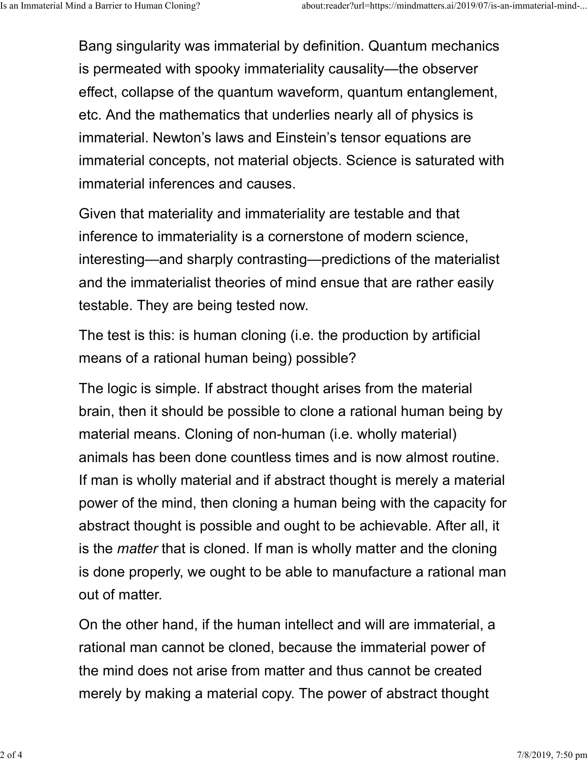Bang singularity was immaterial by definition. Quantum mechanics is permeated with spooky immateriality causality—the observer effect, collapse of the quantum waveform, quantum entanglement, etc. And the mathematics that underlies nearly all of physics is immaterial. Newton's laws and Einstein's tensor equations are immaterial concepts, not material objects. Science is saturated with immaterial inferences and causes.

Given that materiality and immateriality are testable and that inference to immateriality is a cornerstone of modern science, interesting—and sharply contrasting—predictions of the materialist and the immaterialist theories of mind ensue that are rather easily testable. They are being tested now.

The test is this: is human cloning (i.e. the production by artificial means of a rational human being) possible?

The logic is simple. If abstract thought arises from the material brain, then it should be possible to clone a rational human being by material means. Cloning of non-human (i.e. wholly material) animals has been done countless times and is now almost routine. If man is wholly material and if abstract thought is merely a material power of the mind, then cloning a human being with the capacity for abstract thought is possible and ought to be achievable. After all, it is the *matter* that is cloned. If man is wholly matter and the cloning is done properly, we ought to be able to manufacture a rational man out of matter.

On the other hand, if the human intellect and will are immaterial, a rational man cannot be cloned, because the immaterial power of the mind does not arise from matter and thus cannot be created merely by making a material copy. The power of abstract thought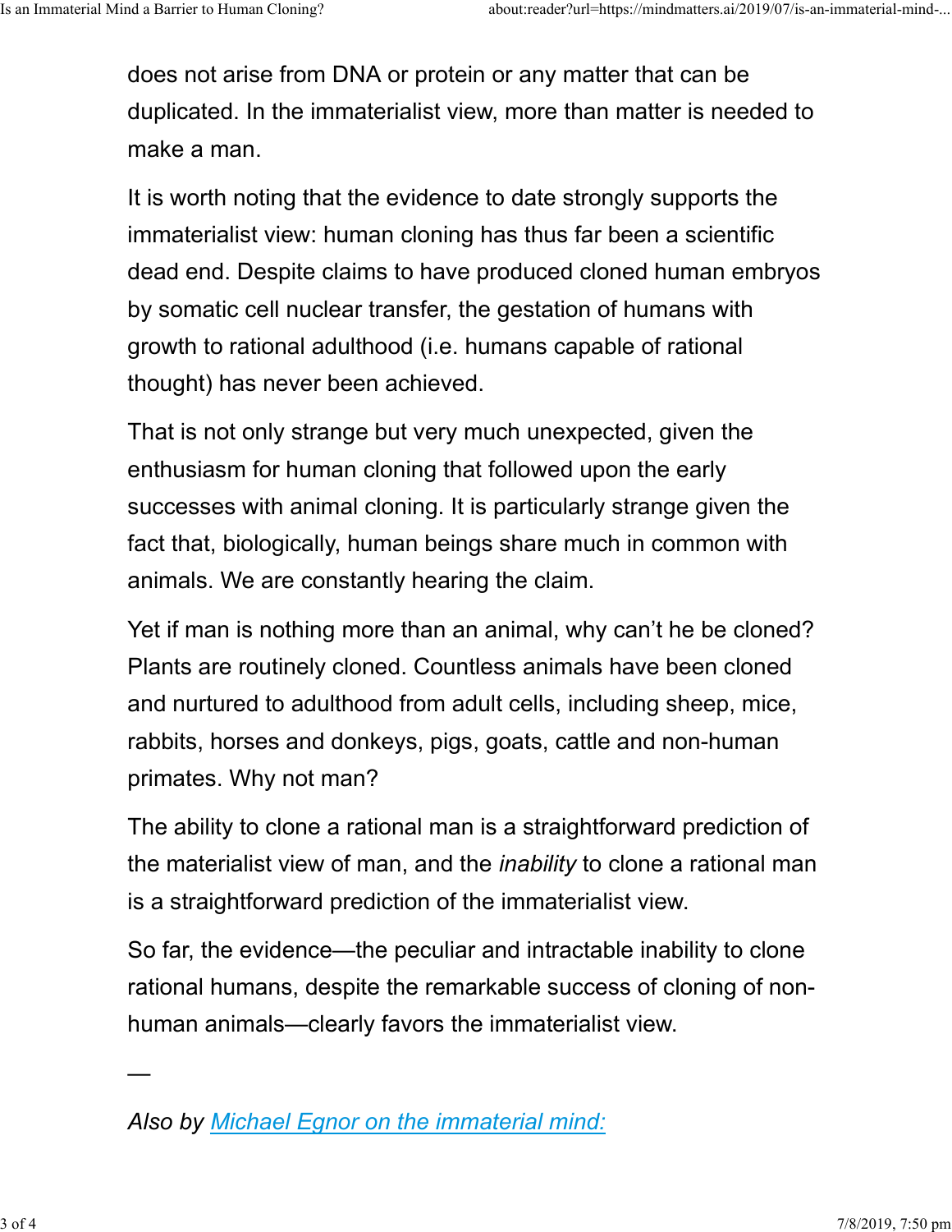does not arise from DNA or protein or any matter that can be duplicated. In the immaterialist view, more than matter is needed to make a man.

It is worth noting that the evidence to date strongly supports the immaterialist view: human cloning has thus far been a scientific dead end. Despite claims to have produced cloned human embryos by somatic cell nuclear transfer, the gestation of humans with growth to rational adulthood (i.e. humans capable of rational thought) has never been achieved.

That is not only strange but very much unexpected, given the enthusiasm for human cloning that followed upon the early successes with animal cloning. It is particularly strange given the fact that, biologically, human beings share much in common with animals. We are constantly hearing the claim.

Yet if man is nothing more than an animal, why can't he be cloned? Plants are routinely cloned. Countless animals have been cloned and nurtured to adulthood from adult cells, including sheep, mice, rabbits, horses and donkeys, pigs, goats, cattle and non-human primates. Why not man?

The ability to clone a rational man is a straightforward prediction of the materialist view of man, and the *inability* to clone a rational man is a straightforward prediction of the immaterialist view.

So far, the evidence—the peculiar and intractable inability to clone rational humans, despite the remarkable success of cloning of non-human animals—clearly favors the immaterialist view.

—

*Also by Michael Egnor on the immaterial mind:*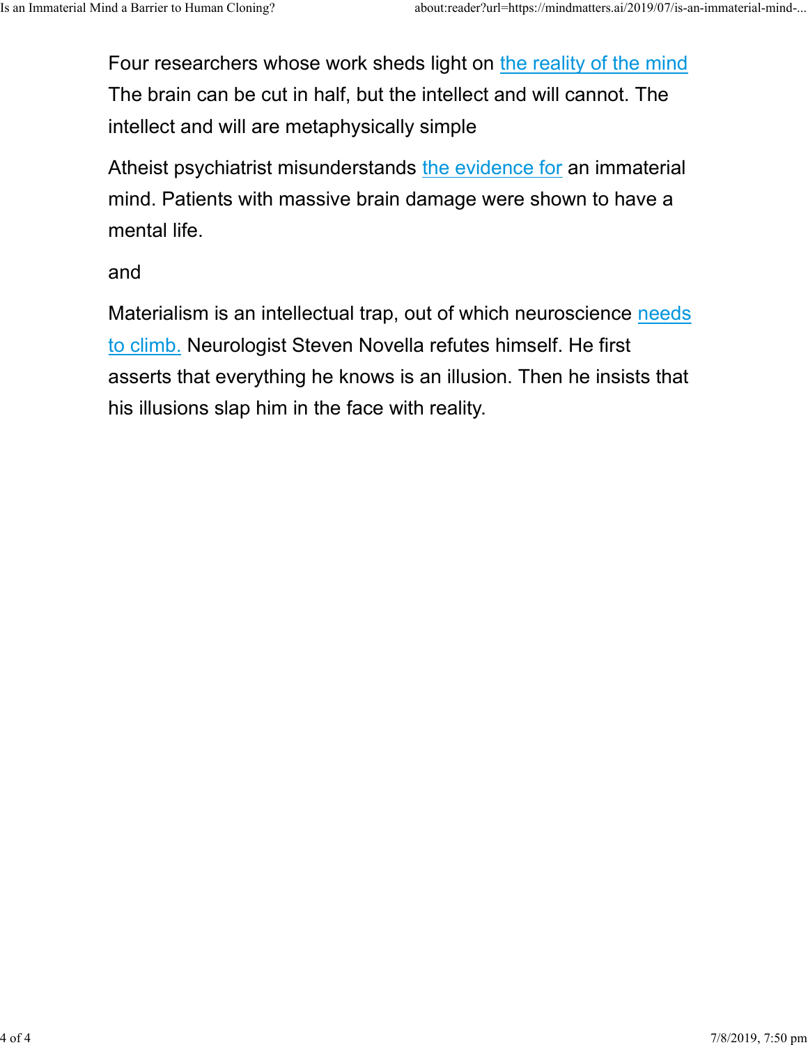Four researchers whose work sheds light on the reality of the mind
The brain can be cut in half, but the intellect and will cannot. The intellect and will are metaphysically simple

Atheist psychiatrist misunderstands the evidence for an immaterial mind. Patients with massive brain damage were shown to have a mental life.

and

Materialism is an intellectual trap, out of which neuroscience needs to climb. Neurologist Steven Novella refutes himself. He first asserts that everything he knows is an illusion. Then he insists that his illusions slap him in the face with reality.